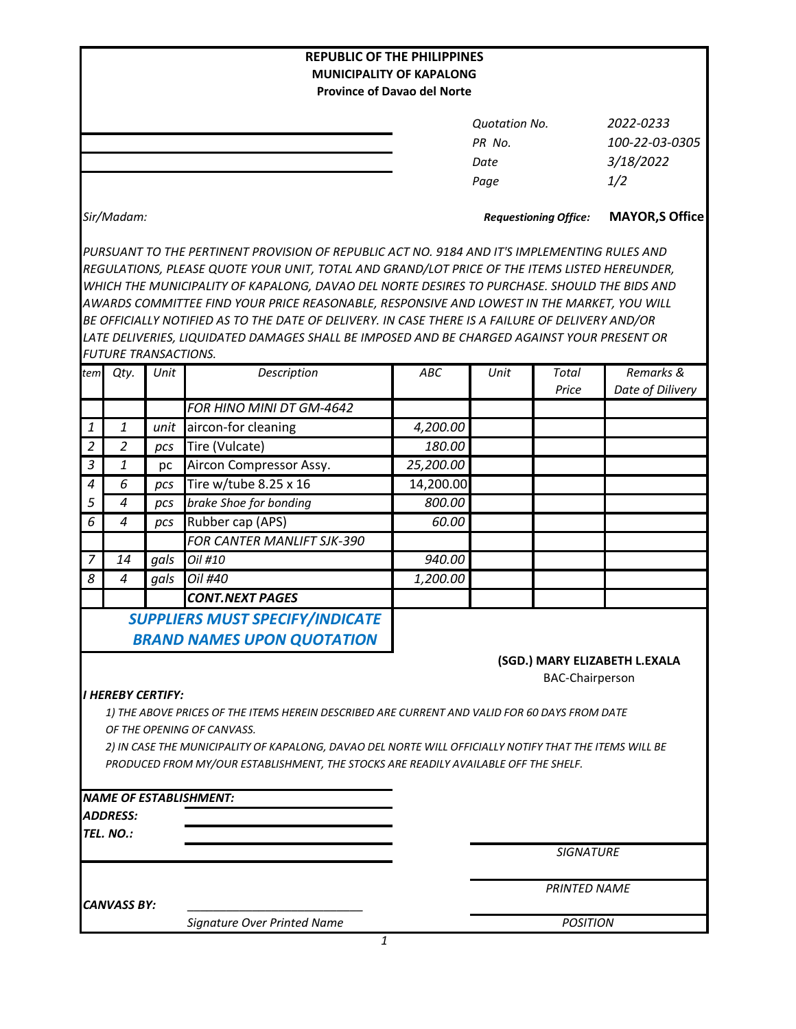**REPUBLIC OF THE PHILIPPINES**
**MUNICIPALITY OF KAPALONG**
**Province of Davao del Norte**

| | |
|---|---|
| *Quotation No.* | *2022-0233* |
| *PR No.* | *100-22-03-0305* |
| *Date* | *3/18/2022* |
| *Page* | *1/2* |

*Sir/Madam:*

***Requestioning Office:*** **MAYOR,S Office**

*PURSUANT TO THE PERTINENT PROVISION OF REPUBLIC ACT NO. 9184 AND IT'S IMPLEMENTING RULES AND REGULATIONS, PLEASE QUOTE YOUR UNIT, TOTAL AND GRAND/LOT PRICE OF THE ITEMS LISTED HEREUNDER, WHICH THE MUNICIPALITY OF KAPALONG, DAVAO DEL NORTE DESIRES TO PURCHASE. SHOULD THE BIDS AND AWARDS COMMITTEE FIND YOUR PRICE REASONABLE, RESPONSIVE AND LOWEST IN THE MARKET, YOU WILL BE OFFICIALLY NOTIFIED AS TO THE DATE OF DELIVERY. IN CASE THERE IS A FAILURE OF DELIVERY AND/OR LATE DELIVERIES, LIQUIDATED DAMAGES SHALL BE IMPOSED AND BE CHARGED AGAINST YOUR PRESENT OR FUTURE TRANSACTIONS.*

| *tem* | *Qty.* | *Unit* | *Description* | *ABC* | *Unit* | *Total Price* | *Remarks & Date of Dilivery* |
|---|---|---|---|---|---|---|---|
| | | | *FOR HINO MINI DT GM-4642* | | | | |
| *1* | *1* | *unit* | aircon-for cleaning | *4,200.00* | | | |
| *2* | *2* | *pcs* | Tire (Vulcate) | *180.00* | | | |
| *3* | *1* | pc | Aircon Compressor Assy. | *25,200.00* | | | |
| *4* | *6* | *pcs* | Tire w/tube 8.25 x 16 | 14,200.00 | | | |
| *5* | *4* | *pcs* | *brake Shoe for bonding* | *800.00* | | | |
| *6* | *4* | *pcs* | Rubber cap (APS) | *60.00* | | | |
| | | | *FOR CANTER MANLIFT SJK-390* | | | | |
| *7* | *14* | *gals* | *Oil #10* | *940.00* | | | |
| *8* | *4* | *gals* | *Oil #40* | *1,200.00* | | | |
| | | | ***CONT.NEXT PAGES*** | | | | |

***SUPPLIERS MUST SPECIFY/INDICATE BRAND NAMES UPON QUOTATION***

**(SGD.) MARY ELIZABETH L.EXALA**
BAC-Chairperson

***I HEREBY CERTIFY:***

*1) THE ABOVE PRICES OF THE ITEMS HEREIN DESCRIBED ARE CURRENT AND VALID FOR 60 DAYS FROM DATE OF THE OPENING OF CANVASS.*

*2) IN CASE THE MUNICIPALITY OF KAPALONG, DAVAO DEL NORTE WILL OFFICIALLY NOTIFY THAT THE ITEMS WILL BE PRODUCED FROM MY/OUR ESTABLISHMENT, THE STOCKS ARE READILY AVAILABLE OFF THE SHELF.*

***NAME OF ESTABLISHMENT:*** ____________________

***ADDRESS:*** ____________________

***TEL. NO.:*** ____________________

____________________
*SIGNATURE*

____________________
*PRINTED NAME*

***CANVASS BY:*** ____________________
*Signature Over Printed Name*

____________________
*POSITION*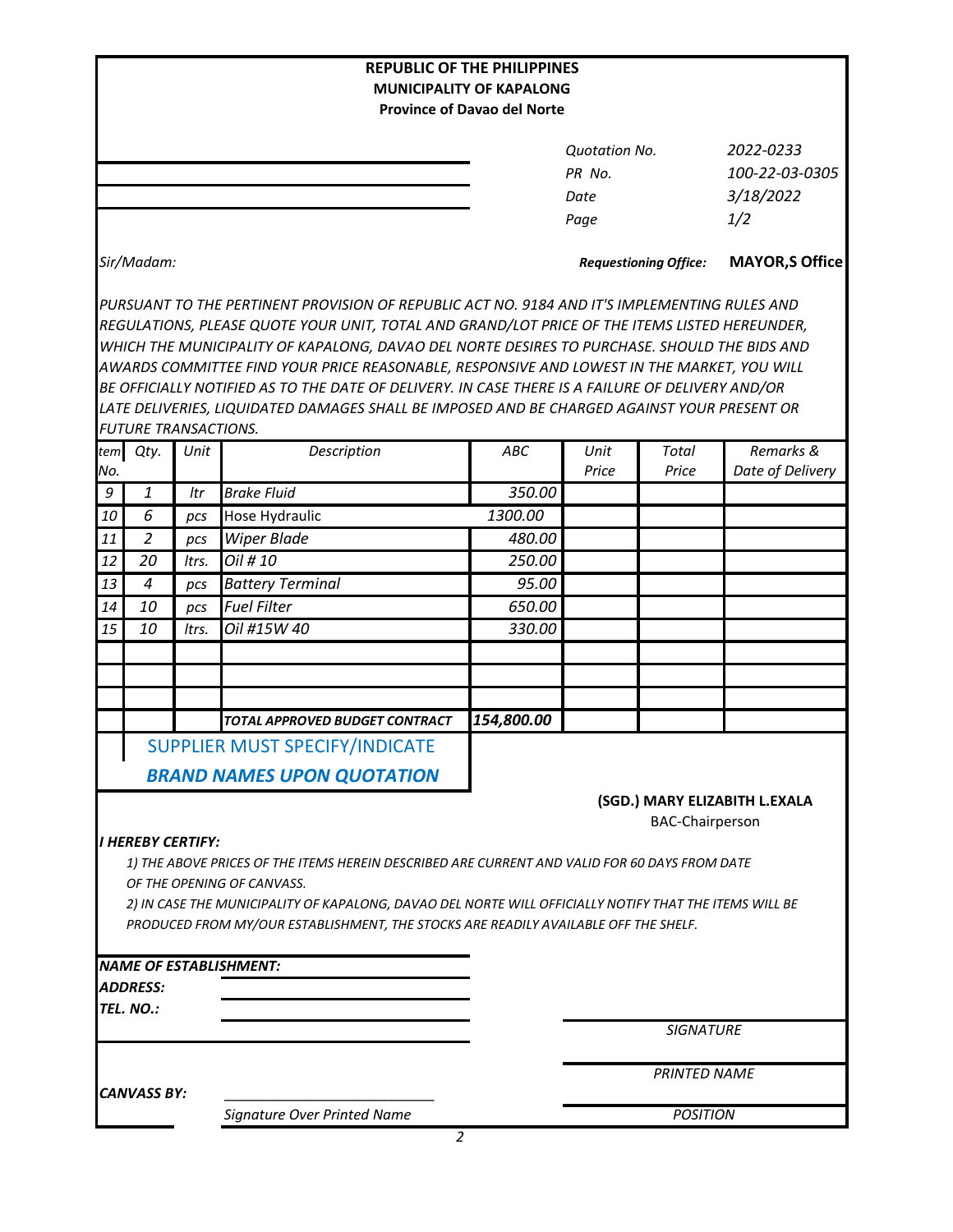**REPUBLIC OF THE PHILIPPINES**
**MUNICIPALITY OF KAPALONG**
**Province of Davao del Norte**

| | |
|---|---|
| *Quotation No.* | *2022-0233* |
| *PR No.* | *100-22-03-0305* |
| *Date* | *3/18/2022* |
| *Page* | *1/2* |

*Sir/Madam:*

***Requestioning Office:*** **MAYOR,S Office**

*PURSUANT TO THE PERTINENT PROVISION OF REPUBLIC ACT NO. 9184 AND IT'S IMPLEMENTING RULES AND REGULATIONS, PLEASE QUOTE YOUR UNIT, TOTAL AND GRAND/LOT PRICE OF THE ITEMS LISTED HEREUNDER, WHICH THE MUNICIPALITY OF KAPALONG, DAVAO DEL NORTE DESIRES TO PURCHASE. SHOULD THE BIDS AND AWARDS COMMITTEE FIND YOUR PRICE REASONABLE, RESPONSIVE AND LOWEST IN THE MARKET, YOU WILL BE OFFICIALLY NOTIFIED AS TO THE DATE OF DELIVERY. IN CASE THERE IS A FAILURE OF DELIVERY AND/OR LATE DELIVERIES, LIQUIDATED DAMAGES SHALL BE IMPOSED AND BE CHARGED AGAINST YOUR PRESENT OR FUTURE TRANSACTIONS.*

| Item No. | Qty. | Unit | Description | ABC | Unit Price | Total Price | Remarks & Date of Delivery |
|---|---|---|---|---|---|---|---|
| 9 | 1 | ltr | Brake Fluid | 350.00 | | | |
| 10 | 6 | pcs | Hose Hydraulic | 1300.00 | | | |
| 11 | 2 | pcs | Wiper Blade | 480.00 | | | |
| 12 | 20 | ltrs. | Oil # 10 | 250.00 | | | |
| 13 | 4 | pcs | Battery Terminal | 95.00 | | | |
| 14 | 10 | pcs | Fuel Filter | 650.00 | | | |
| 15 | 10 | ltrs. | Oil #15W 40 | 330.00 | | | |
| | | | | | | | |
| | | | | | | | |
| | | | | | | | |
| | | | ***TOTAL APPROVED BUDGET CONTRACT*** | ***154,800.00*** | | | |

SUPPLIER MUST SPECIFY/INDICATE
***BRAND NAMES UPON QUOTATION***

**(SGD.) MARY ELIZABITH L.EXALA**
BAC-Chairperson

***I HEREBY CERTIFY:***

*1) THE ABOVE PRICES OF THE ITEMS HEREIN DESCRIBED ARE CURRENT AND VALID FOR 60 DAYS FROM DATE OF THE OPENING OF CANVASS.*

*2) IN CASE THE MUNICIPALITY OF KAPALONG, DAVAO DEL NORTE WILL OFFICIALLY NOTIFY THAT THE ITEMS WILL BE PRODUCED FROM MY/OUR ESTABLISHMENT, THE STOCKS ARE READILY AVAILABLE OFF THE SHELF.*

***NAME OF ESTABLISHMENT:*** ____________________
***ADDRESS:*** ____________________
***TEL. NO.:*** ____________________

____________________
*SIGNATURE*

____________________
*PRINTED NAME*

____________________
*POSITION*

***CANVASS BY:*** ____________________
*Signature Over Printed Name*